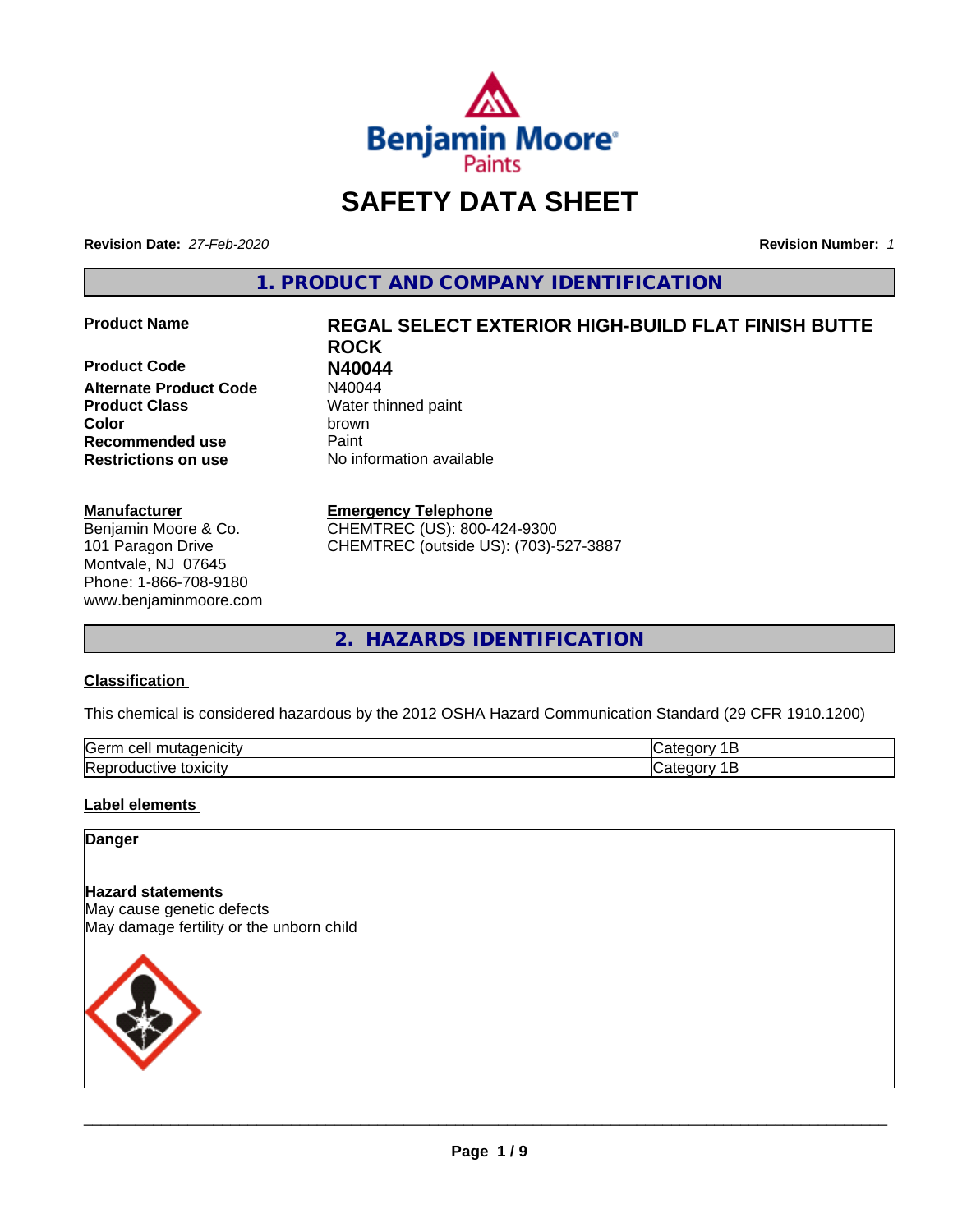# SAFETY DATA SHEET

**Revision Date:** *27-Feb-2020* **Revision Number:** *1*

## 1. PRODUCT AND COMPANY IDENTIFICATION

**Product Name** **REGAL SELECT EXTERIOR HIGH-BUILD FLAT FINISH BUTTE ROCK**

**Product Code** **N40044**

**Alternate Product Code** N40044

**Product Class** Water thinned paint

**Color** brown

**Recommended use** Paint

**Restrictions on use** No information available

**Manufacturer**

Benjamin Moore & Co.
101 Paragon Drive
Montvale, NJ 07645
Phone: 1-866-708-9180
www.benjaminmoore.com

**Emergency Telephone**

CHEMTREC (US): 800-424-9300
CHEMTREC (outside US): (703)-527-3887

## 2. HAZARDS IDENTIFICATION

**Classification**

This chemical is considered hazardous by the 2012 OSHA Hazard Communication Standard (29 CFR 1910.1200)

| Hazard | Category |
|---|---|
| Germ cell mutagenicity | Category 1B |
| Reproductive toxicity | Category 1B |

**Label elements**

**Danger**

**Hazard statements**

May cause genetic defects
May damage fertility or the unborn child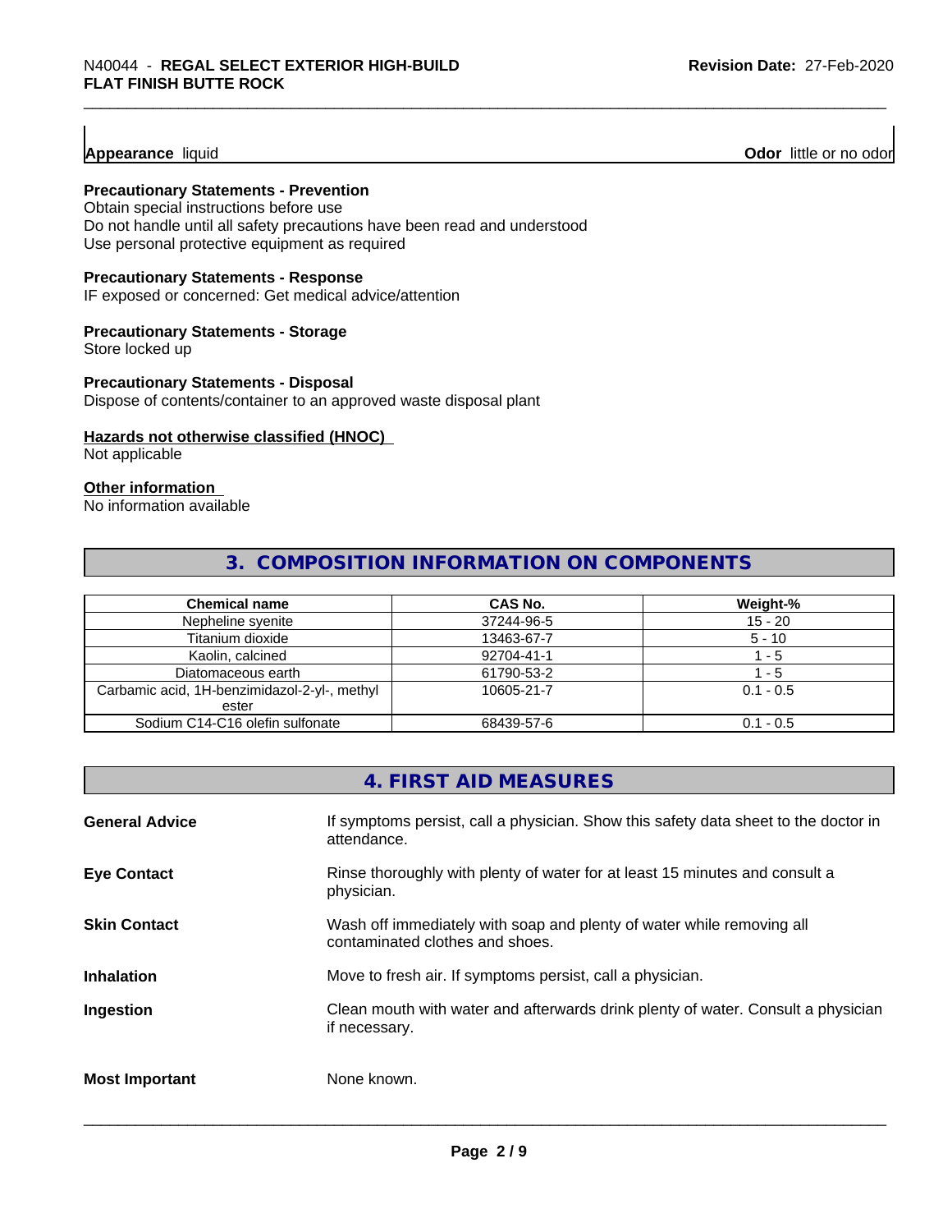**Appearance** liquid **Odor** little or no odor

**Precautionary Statements - Prevention**

Obtain special instructions before use
Do not handle until all safety precautions have been read and understood
Use personal protective equipment as required

**Precautionary Statements - Response**

IF exposed or concerned: Get medical advice/attention

**Precautionary Statements - Storage**

Store locked up

**Precautionary Statements - Disposal**

Dispose of contents/container to an approved waste disposal plant

**Hazards not otherwise classified (HNOC)**

Not applicable

**Other information**

No information available

## 3. COMPOSITION INFORMATION ON COMPONENTS

| Chemical name | CAS No. | Weight-% |
|---|---|---|
| Nepheline syenite | 37244-96-5 | 15 - 20 |
| Titanium dioxide | 13463-67-7 | 5 - 10 |
| Kaolin, calcined | 92704-41-1 | 1 - 5 |
| Diatomaceous earth | 61790-53-2 | 1 - 5 |
| Carbamic acid, 1H-benzimidazol-2-yl-, methyl ester | 10605-21-7 | 0.1 - 0.5 |
| Sodium C14-C16 olefin sulfonate | 68439-57-6 | 0.1 - 0.5 |

## 4. FIRST AID MEASURES

**General Advice** If symptoms persist, call a physician. Show this safety data sheet to the doctor in attendance.

**Eye Contact** Rinse thoroughly with plenty of water for at least 15 minutes and consult a physician.

**Skin Contact** Wash off immediately with soap and plenty of water while removing all contaminated clothes and shoes.

**Inhalation** Move to fresh air. If symptoms persist, call a physician.

**Ingestion** Clean mouth with water and afterwards drink plenty of water. Consult a physician if necessary.

**Most Important** None known.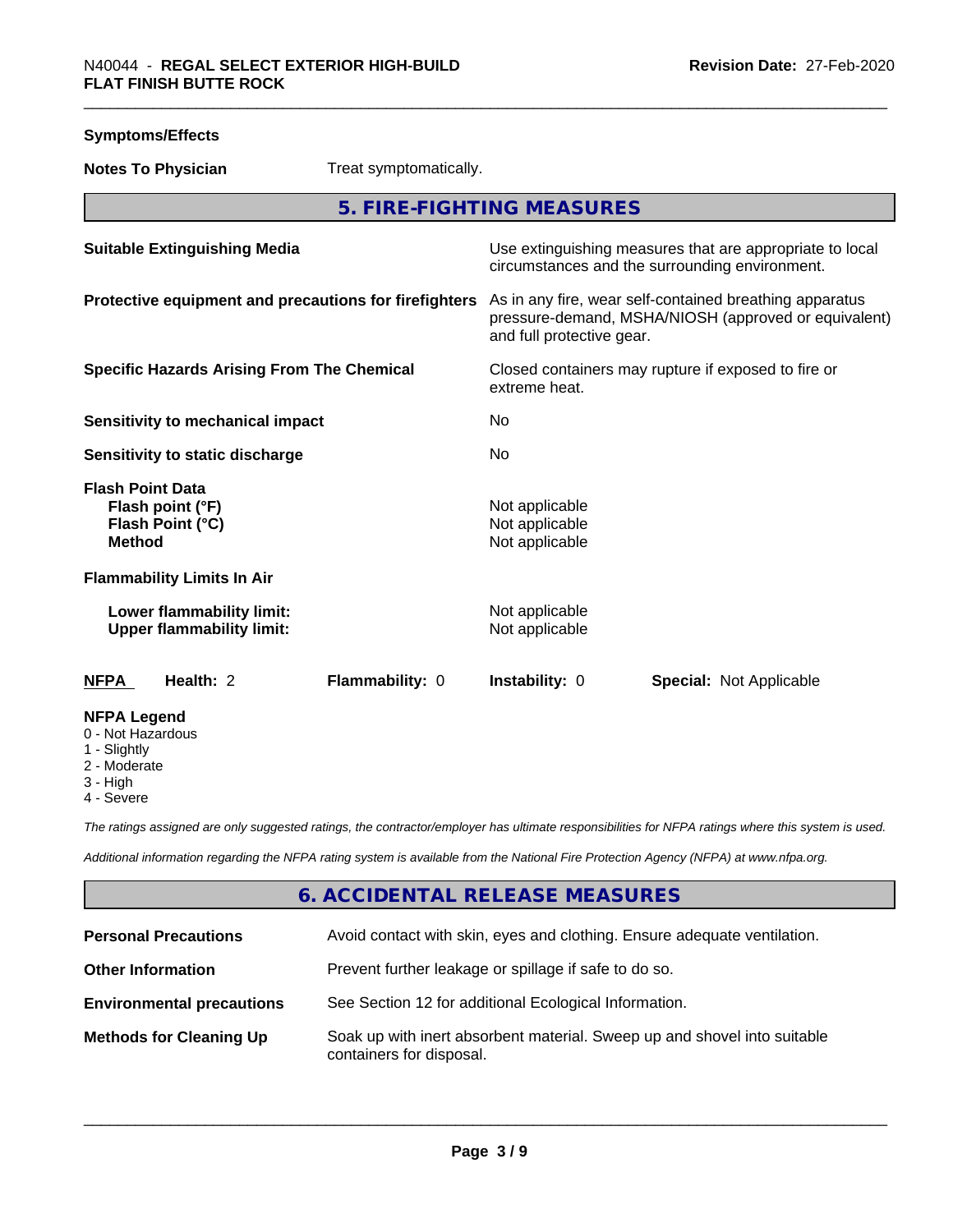**Symptoms/Effects**

**Notes To Physician** Treat symptomatically.

## 5. FIRE-FIGHTING MEASURES

| | |
|---|---|
| **Suitable Extinguishing Media** | Use extinguishing measures that are appropriate to local circumstances and the surrounding environment. |
| **Protective equipment and precautions for firefighters** | As in any fire, wear self-contained breathing apparatus pressure-demand, MSHA/NIOSH (approved or equivalent) and full protective gear. |
| **Specific Hazards Arising From The Chemical** | Closed containers may rupture if exposed to fire or extreme heat. |
| **Sensitivity to mechanical impact** | No |
| **Sensitivity to static discharge** | No |

**Flash Point Data**

| | |
|---|---|
| **Flash point (°F)** | Not applicable |
| **Flash Point (°C)** | Not applicable |
| **Method** | Not applicable |

**Flammability Limits In Air**

| | |
|---|---|
| **Lower flammability limit:** | Not applicable |
| **Upper flammability limit:** | Not applicable |

| **NFPA** | **Health:** 2 | **Flammability:** 0 | **Instability:** 0 | **Special:** Not Applicable |
|---|---|---|---|---|

**NFPA Legend**
- 0 - Not Hazardous
- 1 - Slightly
- 2 - Moderate
- 3 - High
- 4 - Severe

*The ratings assigned are only suggested ratings, the contractor/employer has ultimate responsibilities for NFPA ratings where this system is used.*

*Additional information regarding the NFPA rating system is available from the National Fire Protection Agency (NFPA) at www.nfpa.org.*

## 6. ACCIDENTAL RELEASE MEASURES

| | |
|---|---|
| **Personal Precautions** | Avoid contact with skin, eyes and clothing. Ensure adequate ventilation. |
| **Other Information** | Prevent further leakage or spillage if safe to do so. |
| **Environmental precautions** | See Section 12 for additional Ecological Information. |
| **Methods for Cleaning Up** | Soak up with inert absorbent material. Sweep up and shovel into suitable containers for disposal. |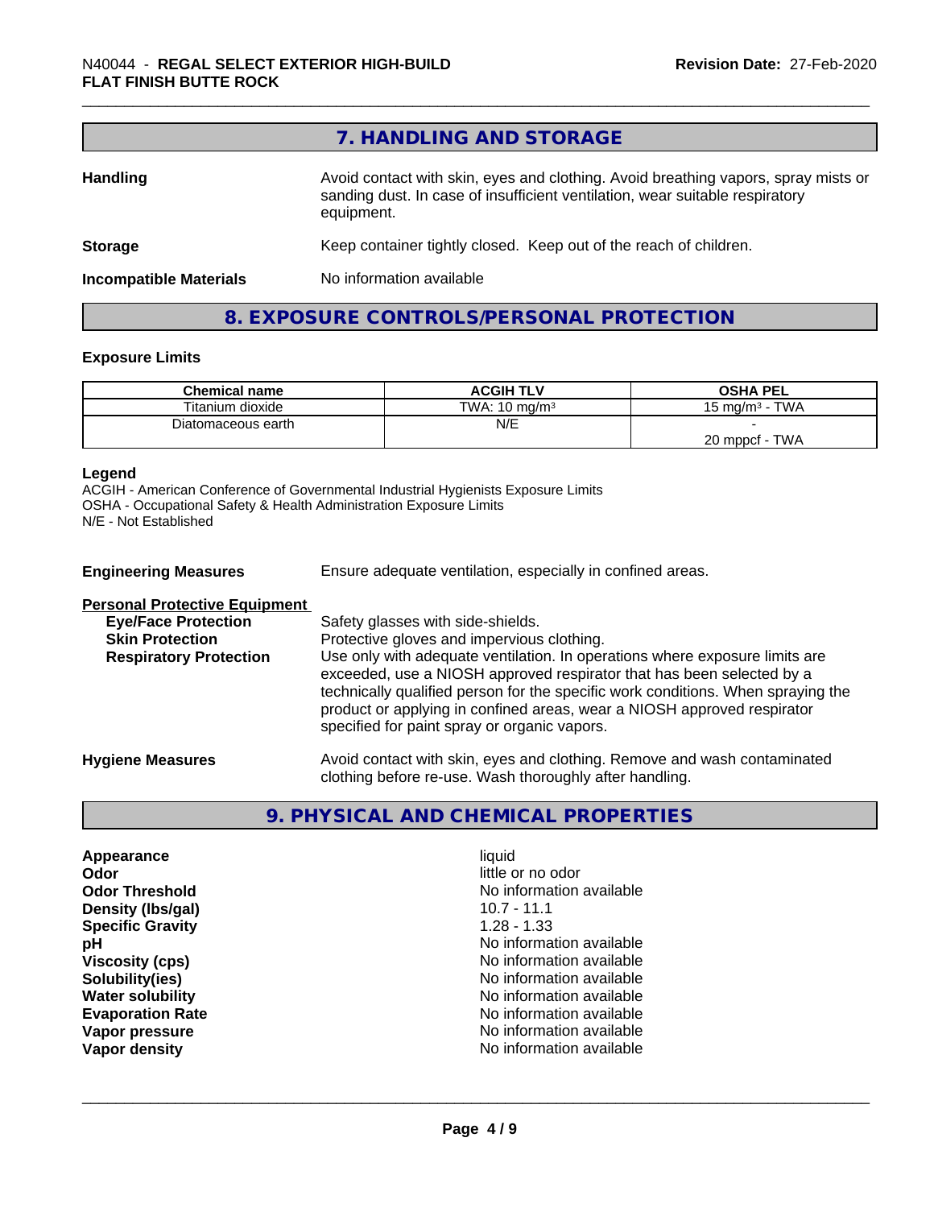## 7. HANDLING AND STORAGE

**Handling** Avoid contact with skin, eyes and clothing. Avoid breathing vapors, spray mists or sanding dust. In case of insufficient ventilation, wear suitable respiratory equipment.

**Storage** Keep container tightly closed. Keep out of the reach of children.

**Incompatible Materials** No information available

## 8. EXPOSURE CONTROLS/PERSONAL PROTECTION

### Exposure Limits

| Chemical name | ACGIH TLV | OSHA PEL |
|---|---|---|
| Titanium dioxide | TWA: 10 mg/m³ | 15 mg/m³ - TWA |
| Diatomaceous earth | N/E | -<br>20 mppcf - TWA |

**Legend**
ACGIH - American Conference of Governmental Industrial Hygienists Exposure Limits
OSHA - Occupational Safety & Health Administration Exposure Limits
N/E - Not Established

**Engineering Measures** Ensure adequate ventilation, especially in confined areas.

**Personal Protective Equipment**

- **Eye/Face Protection** Safety glasses with side-shields.
- **Skin Protection** Protective gloves and impervious clothing.
- **Respiratory Protection** Use only with adequate ventilation. In operations where exposure limits are exceeded, use a NIOSH approved respirator that has been selected by a technically qualified person for the specific work conditions. When spraying the product or applying in confined areas, wear a NIOSH approved respirator specified for paint spray or organic vapors.

**Hygiene Measures** Avoid contact with skin, eyes and clothing. Remove and wash contaminated clothing before re-use. Wash thoroughly after handling.

## 9. PHYSICAL AND CHEMICAL PROPERTIES

| | |
|---|---|
| **Appearance** | liquid |
| **Odor** | little or no odor |
| **Odor Threshold** | No information available |
| **Density (lbs/gal)** | 10.7 - 11.1 |
| **Specific Gravity** | 1.28 - 1.33 |
| **pH** | No information available |
| **Viscosity (cps)** | No information available |
| **Solubility(ies)** | No information available |
| **Water solubility** | No information available |
| **Evaporation Rate** | No information available |
| **Vapor pressure** | No information available |
| **Vapor density** | No information available |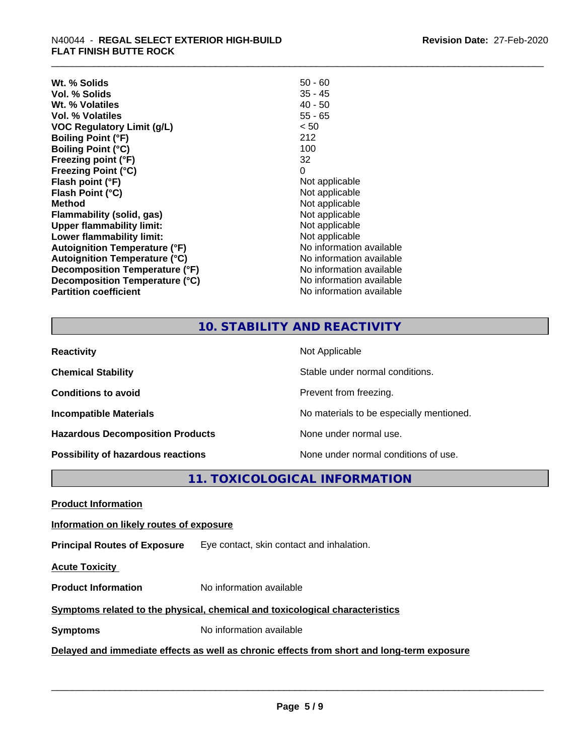| | |
|---|---|
| **Wt. % Solids** | 50 - 60 |
| **Vol. % Solids** | 35 - 45 |
| **Wt. % Volatiles** | 40 - 50 |
| **Vol. % Volatiles** | 55 - 65 |
| **VOC Regulatory Limit (g/L)** | < 50 |
| **Boiling Point (°F)** | 212 |
| **Boiling Point (°C)** | 100 |
| **Freezing point (°F)** | 32 |
| **Freezing Point (°C)** | 0 |
| **Flash point (°F)** | Not applicable |
| **Flash Point (°C)** | Not applicable |
| **Method** | Not applicable |
| **Flammability (solid, gas)** | Not applicable |
| **Upper flammability limit:** | Not applicable |
| **Lower flammability limit:** | Not applicable |
| **Autoignition Temperature (°F)** | No information available |
| **Autoignition Temperature (°C)** | No information available |
| **Decomposition Temperature (°F)** | No information available |
| **Decomposition Temperature (°C)** | No information available |
| **Partition coefficient** | No information available |

## 10. STABILITY AND REACTIVITY

| | |
|---|---|
| **Reactivity** | Not Applicable |
| **Chemical Stability** | Stable under normal conditions. |
| **Conditions to avoid** | Prevent from freezing. |
| **Incompatible Materials** | No materials to be especially mentioned. |
| **Hazardous Decomposition Products** | None under normal use. |
| **Possibility of hazardous reactions** | None under normal conditions of use. |

## 11. TOXICOLOGICAL INFORMATION

**Product Information**

**Information on likely routes of exposure**

**Principal Routes of Exposure** Eye contact, skin contact and inhalation.

**Acute Toxicity**

**Product Information** No information available

**Symptoms related to the physical, chemical and toxicological characteristics**

**Symptoms** No information available

**Delayed and immediate effects as well as chronic effects from short and long-term exposure**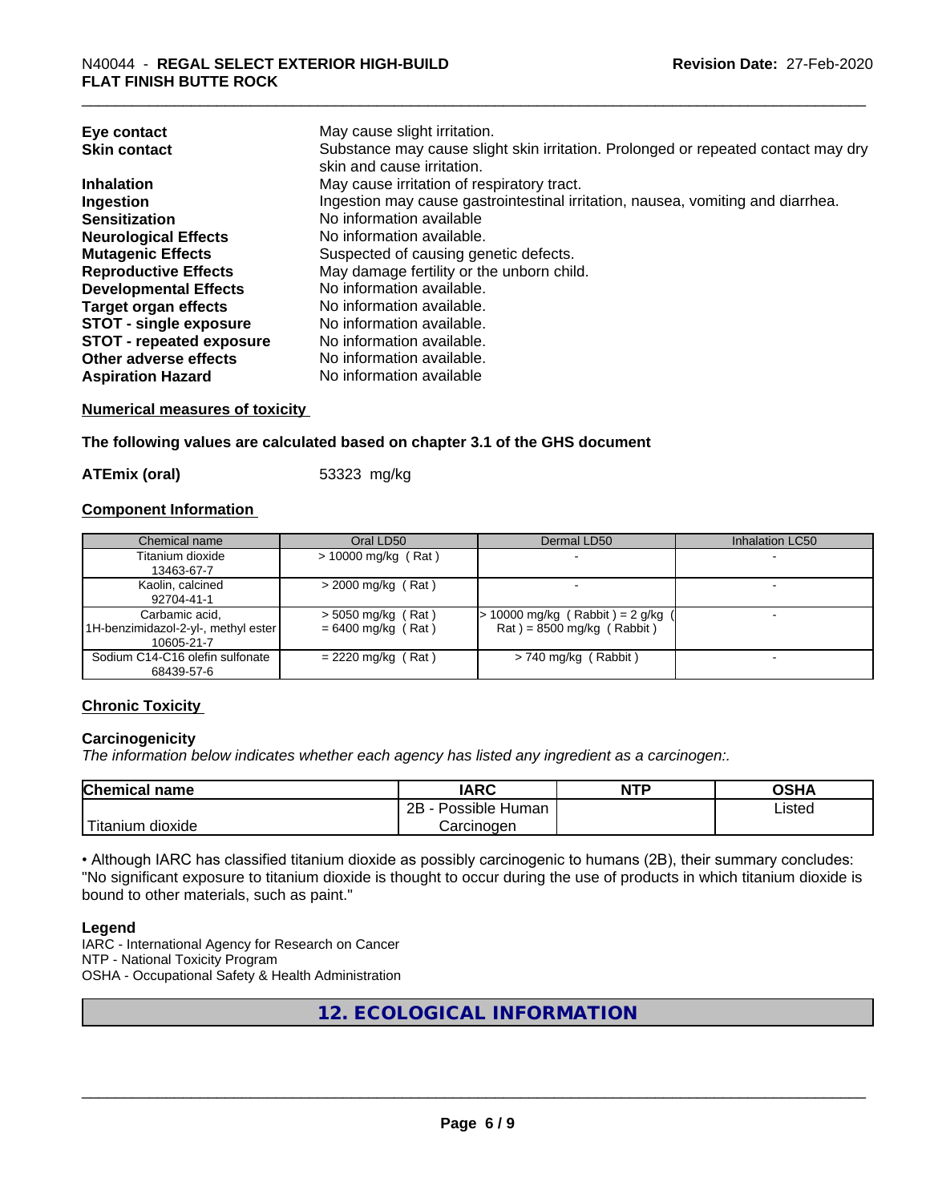| | |
|---|---|
| **Eye contact** | May cause slight irritation. |
| **Skin contact** | Substance may cause slight skin irritation. Prolonged or repeated contact may dry skin and cause irritation. |
| **Inhalation** | May cause irritation of respiratory tract. |
| **Ingestion** | Ingestion may cause gastrointestinal irritation, nausea, vomiting and diarrhea. |
| **Sensitization** | No information available |
| **Neurological Effects** | No information available. |
| **Mutagenic Effects** | Suspected of causing genetic defects. |
| **Reproductive Effects** | May damage fertility or the unborn child. |
| **Developmental Effects** | No information available. |
| **Target organ effects** | No information available. |
| **STOT - single exposure** | No information available. |
| **STOT - repeated exposure** | No information available. |
| **Other adverse effects** | No information available. |
| **Aspiration Hazard** | No information available |

**Numerical measures of toxicity**

**The following values are calculated based on chapter 3.1 of the GHS document**

**ATEmix (oral)** 53323 mg/kg

**Component Information**

| Chemical name | Oral LD50 | Dermal LD50 | Inhalation LC50 |
|---|---|---|---|
| Titanium dioxide<br>13463-67-7 | > 10000 mg/kg ( Rat ) | - | - |
| Kaolin, calcined<br>92704-41-1 | > 2000 mg/kg ( Rat ) | - | - |
| Carbamic acid, 1H-benzimidazol-2-yl-, methyl ester<br>10605-21-7 | > 5050 mg/kg ( Rat )<br>= 6400 mg/kg ( Rat ) | > 10000 mg/kg ( Rabbit ) = 2 g/kg ( Rat ) = 8500 mg/kg ( Rabbit ) | - |
| Sodium C14-C16 olefin sulfonate<br>68439-57-6 | = 2220 mg/kg ( Rat ) | > 740 mg/kg ( Rabbit ) | - |

**Chronic Toxicity**

**Carcinogenicity**

*The information below indicates whether each agency has listed any ingredient as a carcinogen:.*

| Chemical name | IARC | NTP | OSHA |
|---|---|---|---|
| Titanium dioxide | 2B - Possible Human Carcinogen | | Listed |

• Although IARC has classified titanium dioxide as possibly carcinogenic to humans (2B), their summary concludes: "No significant exposure to titanium dioxide is thought to occur during the use of products in which titanium dioxide is bound to other materials, such as paint."

**Legend**

IARC - International Agency for Research on Cancer
NTP - National Toxicity Program
OSHA - Occupational Safety & Health Administration

## 12. ECOLOGICAL INFORMATION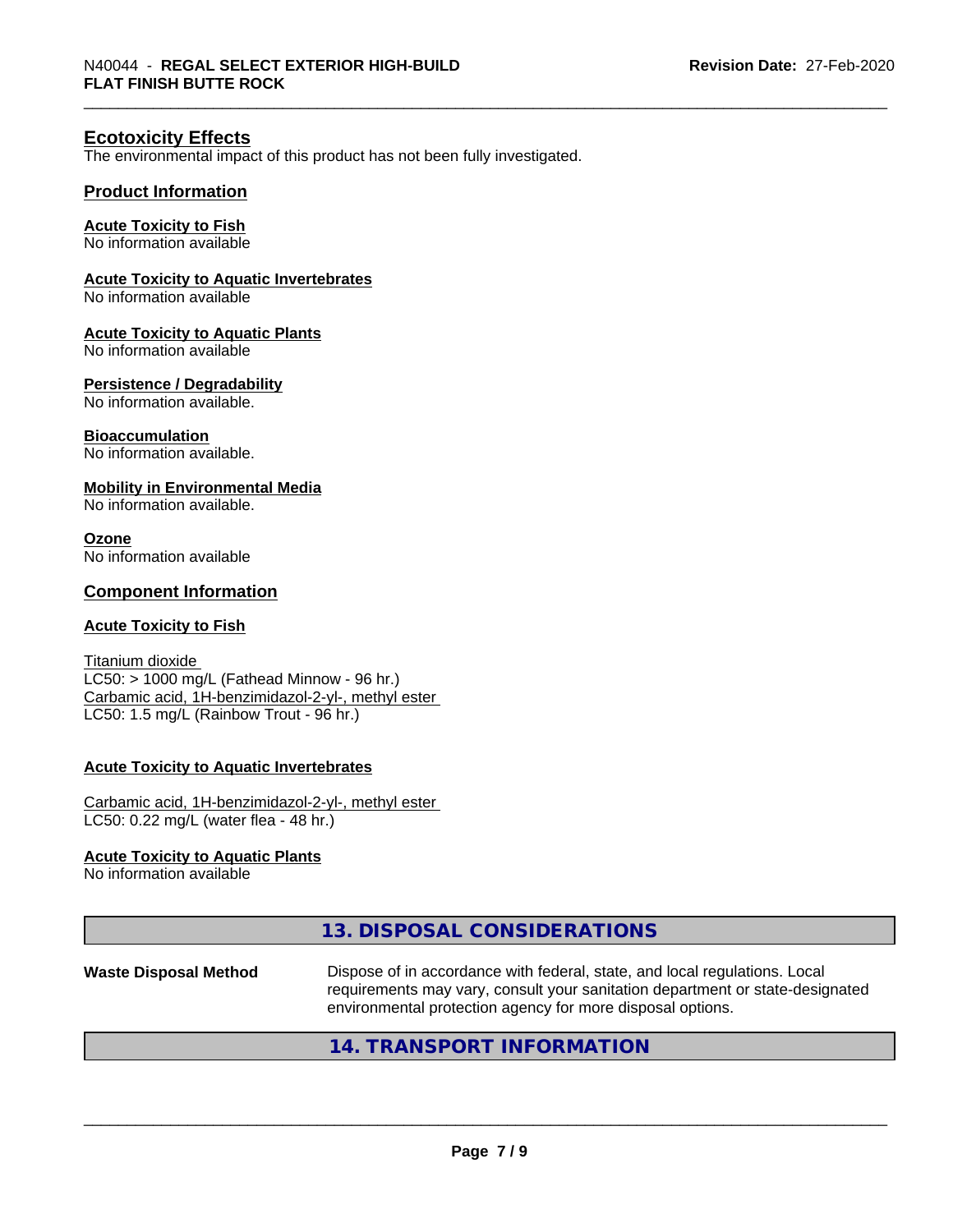## Ecotoxicity Effects

The environmental impact of this product has not been fully investigated.

### Product Information

**Acute Toxicity to Fish**
No information available

**Acute Toxicity to Aquatic Invertebrates**
No information available

**Acute Toxicity to Aquatic Plants**
No information available

**Persistence / Degradability**
No information available.

**Bioaccumulation**
No information available.

**Mobility in Environmental Media**
No information available.

**Ozone**
No information available

### Component Information

**Acute Toxicity to Fish**

Titanium dioxide
LC50: > 1000 mg/L (Fathead Minnow - 96 hr.)
Carbamic acid, 1H-benzimidazol-2-yl-, methyl ester
LC50: 1.5 mg/L (Rainbow Trout - 96 hr.)

**Acute Toxicity to Aquatic Invertebrates**

Carbamic acid, 1H-benzimidazol-2-yl-, methyl ester
LC50: 0.22 mg/L (water flea - 48 hr.)

**Acute Toxicity to Aquatic Plants**
No information available

## 13. DISPOSAL CONSIDERATIONS

**Waste Disposal Method** Dispose of in accordance with federal, state, and local regulations. Local requirements may vary, consult your sanitation department or state-designated environmental protection agency for more disposal options.

## 14. TRANSPORT INFORMATION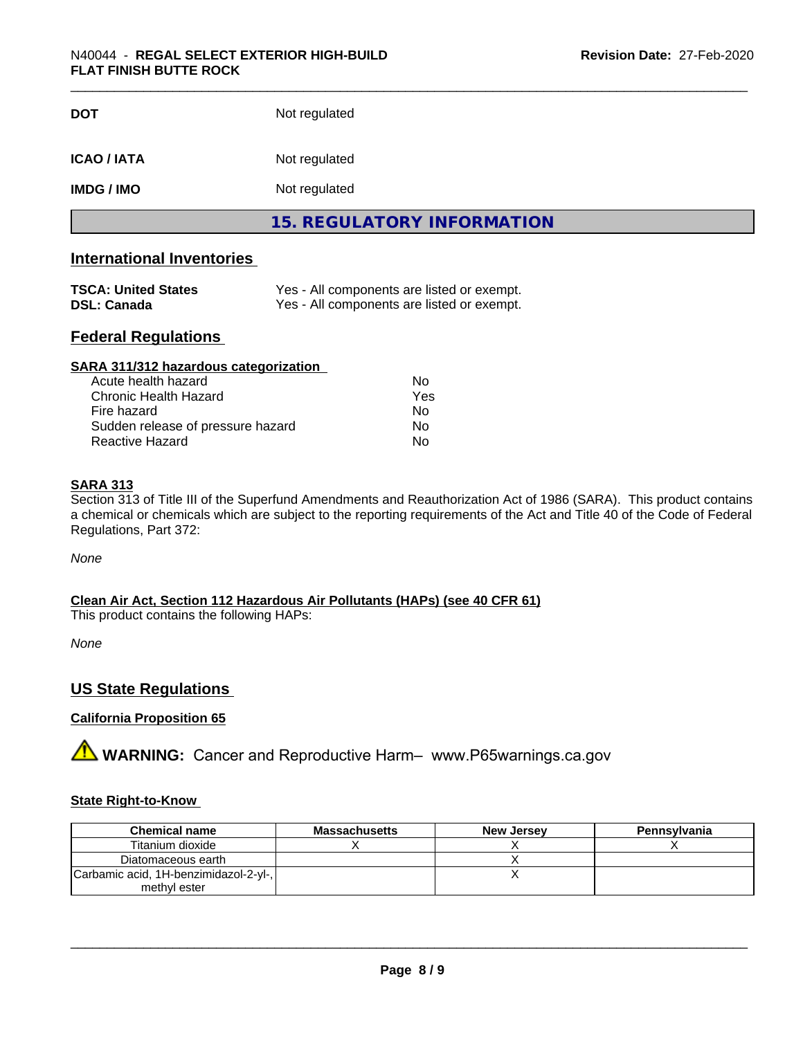| | |
|---|---|
| **DOT** | Not regulated |
| **ICAO / IATA** | Not regulated |
| **IMDG / IMO** | Not regulated |

## 15. REGULATORY INFORMATION

### International Inventories

| | |
|---|---|
| **TSCA: United States** | Yes - All components are listed or exempt. |
| **DSL: Canada** | Yes - All components are listed or exempt. |

### Federal Regulations

**SARA 311/312 hazardous categorization**

| | |
|---|---|
| Acute health hazard | No |
| Chronic Health Hazard | Yes |
| Fire hazard | No |
| Sudden release of pressure hazard | No |
| Reactive Hazard | No |

**SARA 313**

Section 313 of Title III of the Superfund Amendments and Reauthorization Act of 1986 (SARA). This product contains a chemical or chemicals which are subject to the reporting requirements of the Act and Title 40 of the Code of Federal Regulations, Part 372:

*None*

**Clean Air Act, Section 112 Hazardous Air Pollutants (HAPs) (see 40 CFR 61)**

This product contains the following HAPs:

*None*

### US State Regulations

**California Proposition 65**

⚠ **WARNING:** Cancer and Reproductive Harm– www.P65warnings.ca.gov

**State Right-to-Know**

| Chemical name | Massachusetts | New Jersey | Pennsylvania |
|---|---|---|---|
| Titanium dioxide | X | X | X |
| Diatomaceous earth | | X | |
| Carbamic acid, 1H-benzimidazol-2-yl-, methyl ester | | X | |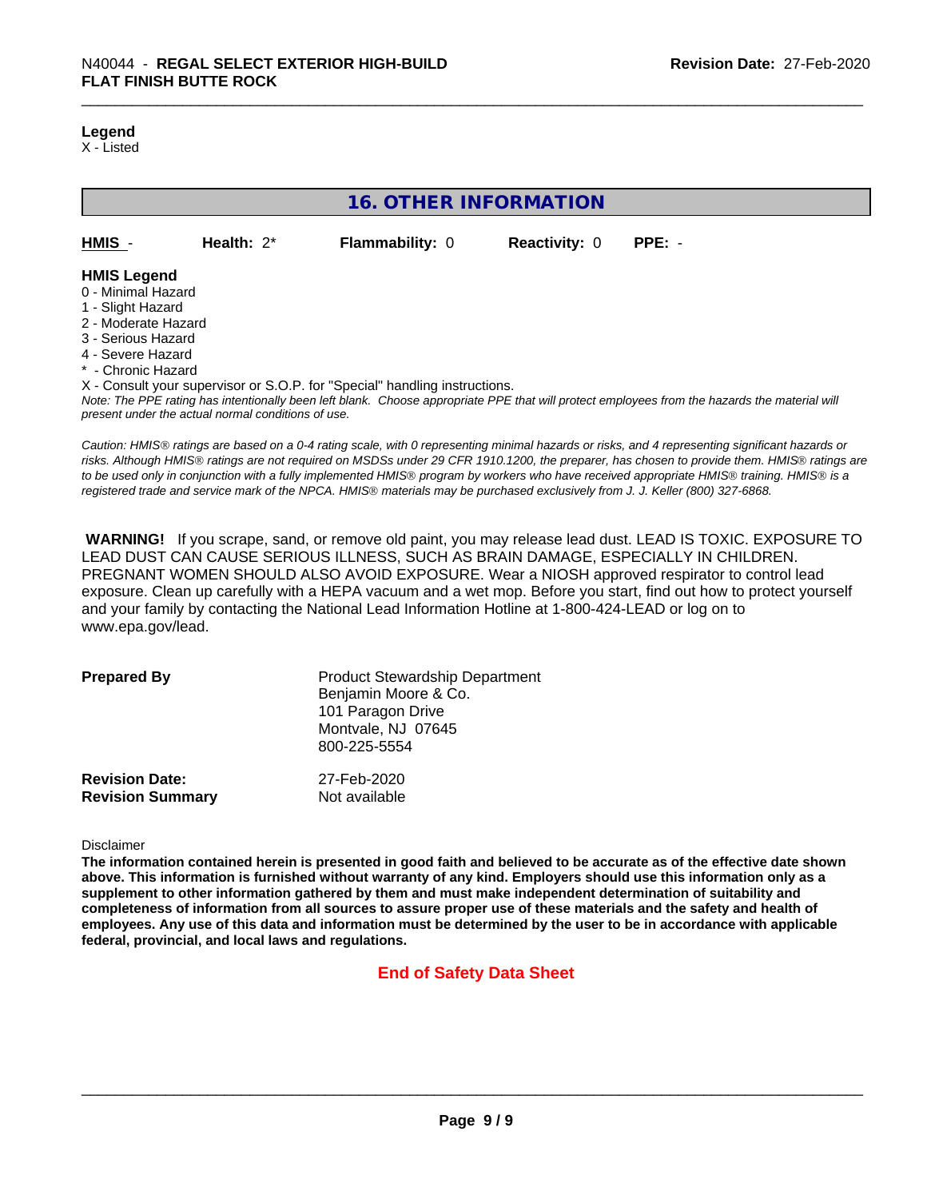**Legend**
X - Listed

## 16. OTHER INFORMATION

| **HMIS** - | **Health:** 2* | **Flammability:** 0 | **Reactivity:** 0 | **PPE:** - |
|---|---|---|---|---|

**HMIS Legend**
0 - Minimal Hazard
1 - Slight Hazard
2 - Moderate Hazard
3 - Serious Hazard
4 - Severe Hazard
* - Chronic Hazard
X - Consult your supervisor or S.O.P. for "Special" handling instructions.

*Note: The PPE rating has intentionally been left blank. Choose appropriate PPE that will protect employees from the hazards the material will present under the actual normal conditions of use.*

*Caution: HMIS® ratings are based on a 0-4 rating scale, with 0 representing minimal hazards or risks, and 4 representing significant hazards or risks. Although HMIS® ratings are not required on MSDSs under 29 CFR 1910.1200, the preparer, has chosen to provide them. HMIS® ratings are to be used only in conjunction with a fully implemented HMIS® program by workers who have received appropriate HMIS® training. HMIS® is a registered trade and service mark of the NPCA. HMIS® materials may be purchased exclusively from J. J. Keller (800) 327-6868.*

**WARNING!** If you scrape, sand, or remove old paint, you may release lead dust. LEAD IS TOXIC. EXPOSURE TO LEAD DUST CAN CAUSE SERIOUS ILLNESS, SUCH AS BRAIN DAMAGE, ESPECIALLY IN CHILDREN. PREGNANT WOMEN SHOULD ALSO AVOID EXPOSURE. Wear a NIOSH approved respirator to control lead exposure. Clean up carefully with a HEPA vacuum and a wet mop. Before you start, find out how to protect yourself and your family by contacting the National Lead Information Hotline at 1-800-424-LEAD or log on to www.epa.gov/lead.

**Prepared By**
Product Stewardship Department
Benjamin Moore & Co.
101 Paragon Drive
Montvale, NJ 07645
800-225-5554

**Revision Date:** 27-Feb-2020
**Revision Summary** Not available

Disclaimer

**The information contained herein is presented in good faith and believed to be accurate as of the effective date shown above. This information is furnished without warranty of any kind. Employers should use this information only as a supplement to other information gathered by them and must make independent determination of suitability and completeness of information from all sources to assure proper use of these materials and the safety and health of employees. Any use of this data and information must be determined by the user to be in accordance with applicable federal, provincial, and local laws and regulations.**

**End of Safety Data Sheet**